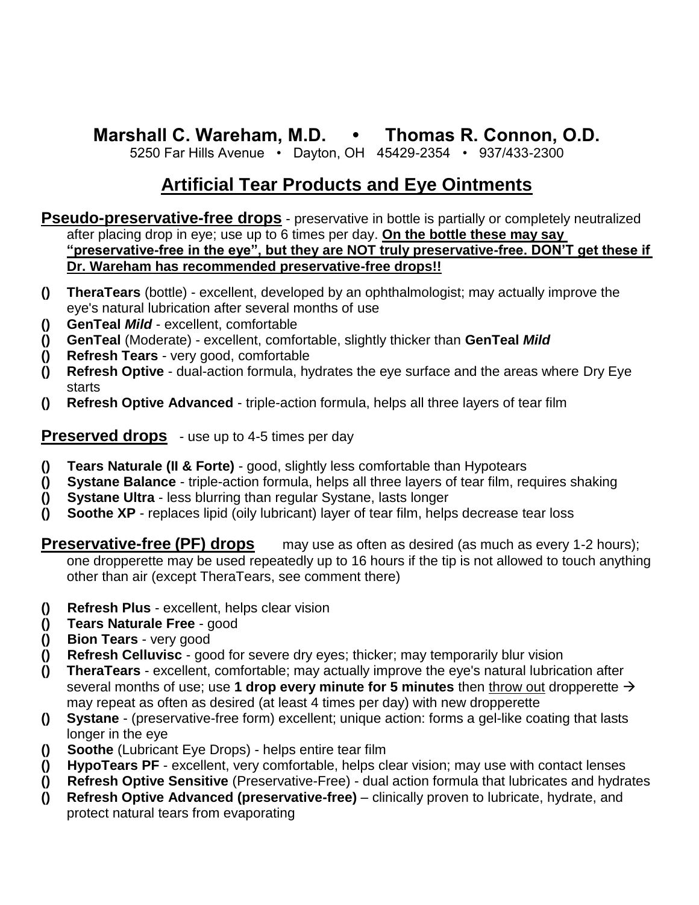# Marshall C. Wareham, M.D. • Thomas R. Connon, O.D.

5250 Far Hills Avenue • Dayton, OH 45429-2354 • 937/433-2300

## Artificial Tear Products and Eye Ointments

**Pseudo-preservative-free drops** - preservative in bottle is partially or completely neutralized after placing drop in eye; use up to 6 times per day. **On the bottle these may say "preservative-free in the eye", but they are NOT truly preservative-free. DON'T get these if Dr. Wareham has recommended preservative-free drops!!**

- () **TheraTears** (bottle) - excellent, developed by an ophthalmologist; may actually improve the eye's natural lubrication after several months of use
- () **GenTeal** ***Mild*** - excellent, comfortable
- () **GenTeal** (Moderate) - excellent, comfortable, slightly thicker than **GenTeal** ***Mild***
- () **Refresh Tears** - very good, comfortable
- () **Refresh Optive** - dual-action formula, hydrates the eye surface and the areas where Dry Eye starts
- () **Refresh Optive Advanced** - triple-action formula, helps all three layers of tear film

**Preserved drops** - use up to 4-5 times per day

- () **Tears Naturale (II & Forte)** - good, slightly less comfortable than Hypotears
- () **Systane Balance** - triple-action formula, helps all three layers of tear film, requires shaking
- () **Systane Ultra** - less blurring than regular Systane, lasts longer
- () **Soothe XP** - replaces lipid (oily lubricant) layer of tear film, helps decrease tear loss

**Preservative-free (PF) drops** may use as often as desired (as much as every 1-2 hours); one dropperette may be used repeatedly up to 16 hours if the tip is not allowed to touch anything other than air (except TheraTears, see comment there)

- () **Refresh Plus** - excellent, helps clear vision
- () **Tears Naturale Free** - good
- () **Bion Tears** - very good
- () **Refresh Celluvisc** - good for severe dry eyes; thicker; may temporarily blur vision
- () **TheraTears** - excellent, comfortable; may actually improve the eye's natural lubrication after several months of use; use **1 drop every minute for 5 minutes** then throw out dropperette → may repeat as often as desired (at least 4 times per day) with new dropperette
- () **Systane** - (preservative-free form) excellent; unique action: forms a gel-like coating that lasts longer in the eye
- () **Soothe** (Lubricant Eye Drops) - helps entire tear film
- () **HypoTears PF** - excellent, very comfortable, helps clear vision; may use with contact lenses
- () **Refresh Optive Sensitive** (Preservative-Free) - dual action formula that lubricates and hydrates
- () **Refresh Optive Advanced (preservative-free)** – clinically proven to lubricate, hydrate, and protect natural tears from evaporating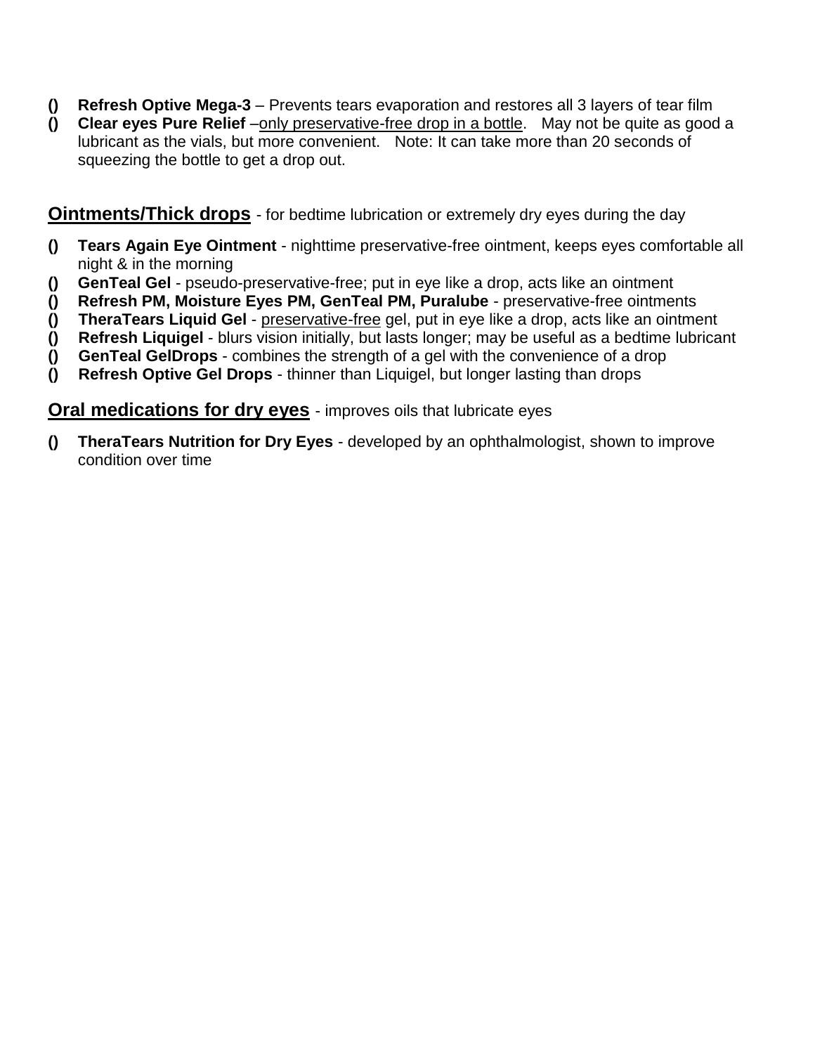- **()** **Refresh Optive Mega-3** – Prevents tears evaporation and restores all 3 layers of tear film
- **()** **Clear eyes Pure Relief** –<u>only preservative-free drop in a bottle</u>. May not be quite as good a lubricant as the vials, but more convenient. Note: It can take more than 20 seconds of squeezing the bottle to get a drop out.

## <u>Ointments/Thick drops</u> - for bedtime lubrication or extremely dry eyes during the day

- **()** **Tears Again Eye Ointment** - nighttime preservative-free ointment, keeps eyes comfortable all night & in the morning
- **()** **GenTeal Gel** - pseudo-preservative-free; put in eye like a drop, acts like an ointment
- **()** **Refresh PM, Moisture Eyes PM, GenTeal PM, Puralube** - preservative-free ointments
- **()** **TheraTears Liquid Gel** - <u>preservative-free</u> gel, put in eye like a drop, acts like an ointment
- **()** **Refresh Liquigel** - blurs vision initially, but lasts longer; may be useful as a bedtime lubricant
- **()** **GenTeal GelDrops** - combines the strength of a gel with the convenience of a drop
- **()** **Refresh Optive Gel Drops** - thinner than Liquigel, but longer lasting than drops

## <u>Oral medications for dry eyes</u> - improves oils that lubricate eyes

- **()** **TheraTears Nutrition for Dry Eyes** - developed by an ophthalmologist, shown to improve condition over time